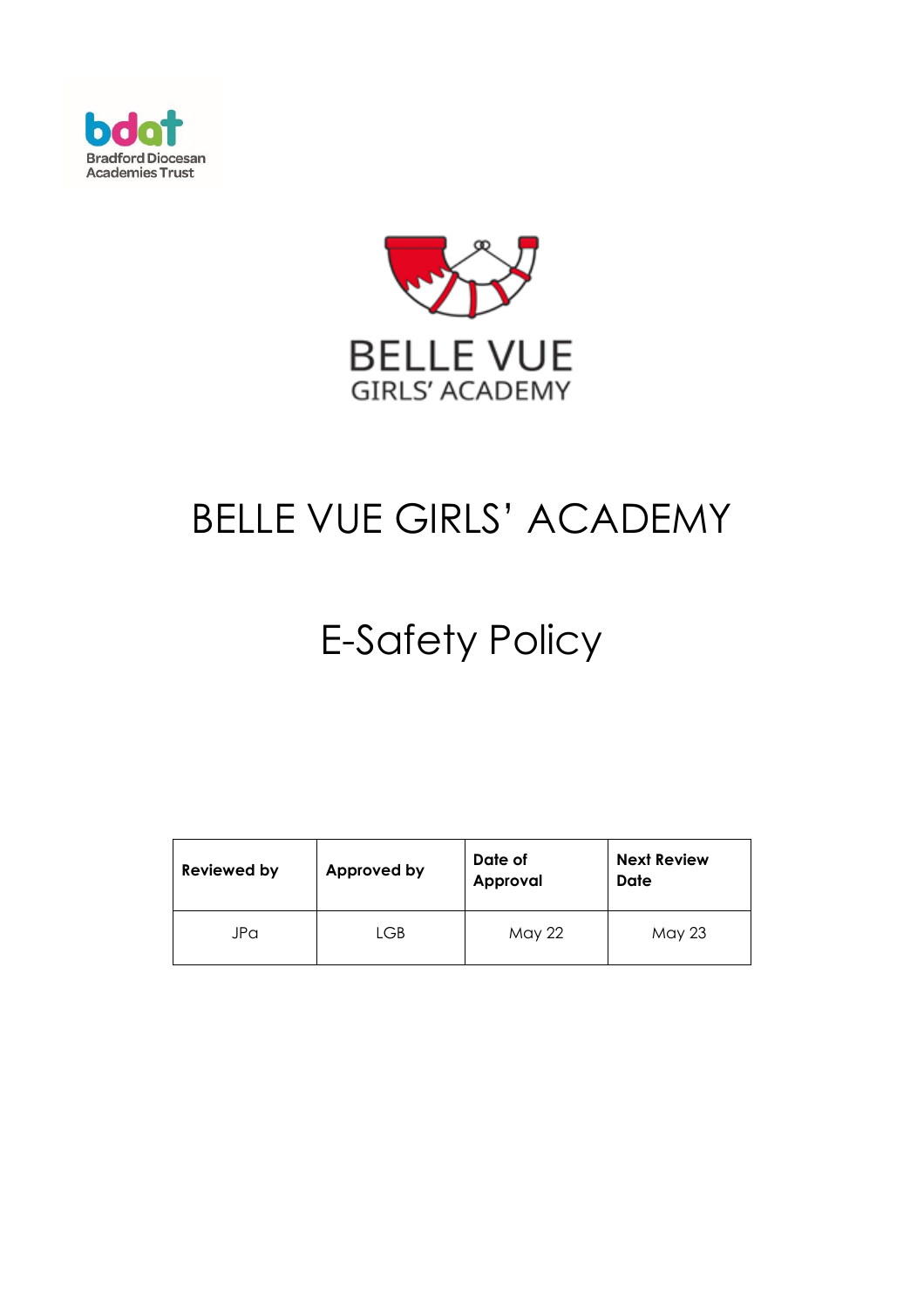Bradford Diocesan Academies Trust

BELLE VUE GIRLS' ACADEMY

# BELLE VUE GIRLS' ACADEMY

# E-Safety Policy

| Reviewed by | Approved by | Date of Approval | Next Review Date |
|---|---|---|---|
| JPa | LGB | May 22 | May 23 |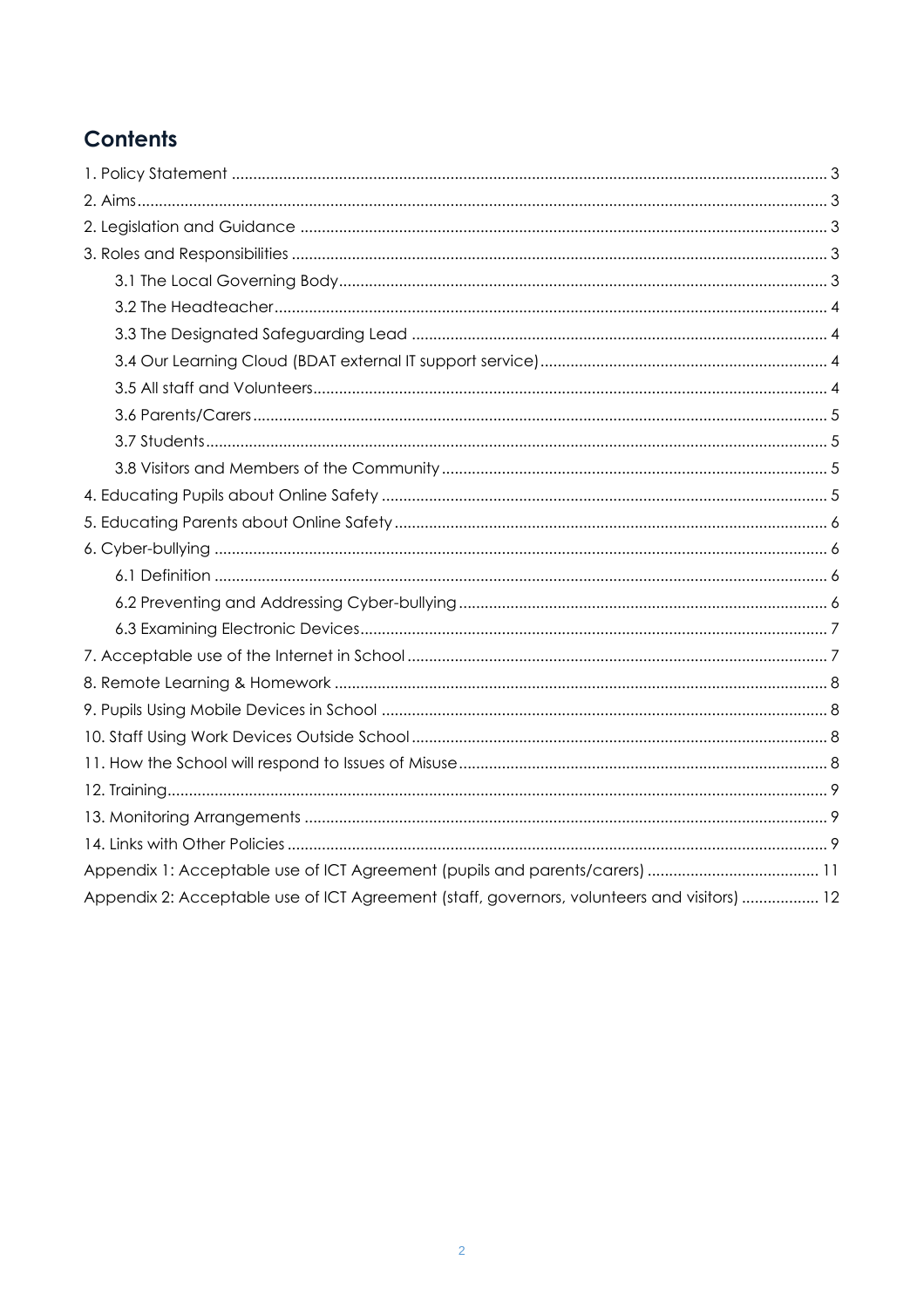## Contents

1. Policy Statement ..... 3
2. Aims ..... 3
2. Legislation and Guidance ..... 3
3. Roles and Responsibilities ..... 3
   - 3.1 The Local Governing Body ..... 3
   - 3.2 The Headteacher ..... 4
   - 3.3 The Designated Safeguarding Lead ..... 4
   - 3.4 Our Learning Cloud (BDAT external IT support service) ..... 4
   - 3.5 All staff and Volunteers ..... 4
   - 3.6 Parents/Carers ..... 5
   - 3.7 Students ..... 5
   - 3.8 Visitors and Members of the Community ..... 5
4. Educating Pupils about Online Safety ..... 5
5. Educating Parents about Online Safety ..... 6
6. Cyber-bullying ..... 6
   - 6.1 Definition ..... 6
   - 6.2 Preventing and Addressing Cyber-bullying ..... 6
   - 6.3 Examining Electronic Devices ..... 7
7. Acceptable use of the Internet in School ..... 7
8. Remote Learning & Homework ..... 8
9. Pupils Using Mobile Devices in School ..... 8
10. Staff Using Work Devices Outside School ..... 8
11. How the School will respond to Issues of Misuse ..... 8
12. Training ..... 9
13. Monitoring Arrangements ..... 9
14. Links with Other Policies ..... 9

Appendix 1: Acceptable use of ICT Agreement (pupils and parents/carers) ..... 11

Appendix 2: Acceptable use of ICT Agreement (staff, governors, volunteers and visitors) ..... 12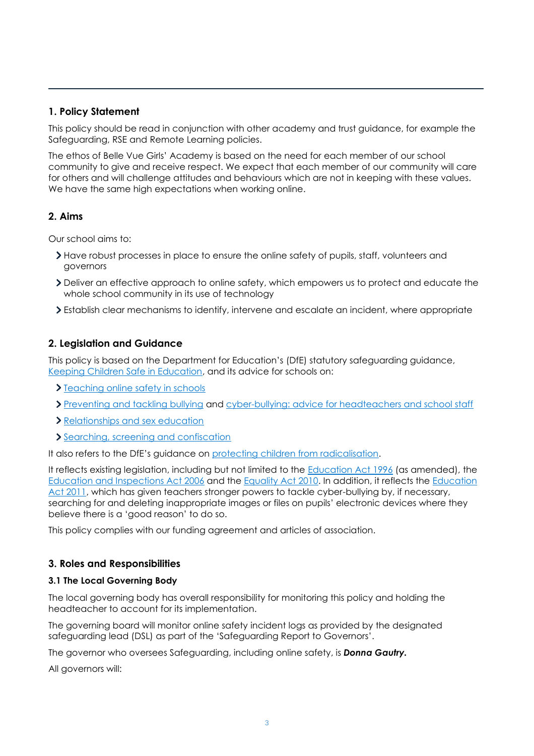## 1. Policy Statement

This policy should be read in conjunction with other academy and trust guidance, for example the Safeguarding, RSE and Remote Learning policies.

The ethos of Belle Vue Girls' Academy is based on the need for each member of our school community to give and receive respect. We expect that each member of our community will care for others and will challenge attitudes and behaviours which are not in keeping with these values. We have the same high expectations when working online.

## 2. Aims

Our school aims to:

- Have robust processes in place to ensure the online safety of pupils, staff, volunteers and governors
- Deliver an effective approach to online safety, which empowers us to protect and educate the whole school community in its use of technology
- Establish clear mechanisms to identify, intervene and escalate an incident, where appropriate

## 2. Legislation and Guidance

This policy is based on the Department for Education's (DfE) statutory safeguarding guidance, Keeping Children Safe in Education, and its advice for schools on:

- Teaching online safety in schools
- Preventing and tackling bullying and cyber-bullying: advice for headteachers and school staff
- Relationships and sex education
- Searching, screening and confiscation

It also refers to the DfE's guidance on protecting children from radicalisation.

It reflects existing legislation, including but not limited to the Education Act 1996 (as amended), the Education and Inspections Act 2006 and the Equality Act 2010. In addition, it reflects the Education Act 2011, which has given teachers stronger powers to tackle cyber-bullying by, if necessary, searching for and deleting inappropriate images or files on pupils' electronic devices where they believe there is a 'good reason' to do so.

This policy complies with our funding agreement and articles of association.

## 3. Roles and Responsibilities

### 3.1 The Local Governing Body

The local governing body has overall responsibility for monitoring this policy and holding the headteacher to account for its implementation.

The governing board will monitor online safety incident logs as provided by the designated safeguarding lead (DSL) as part of the 'Safeguarding Report to Governors'.

The governor who oversees Safeguarding, including online safety, is ***Donna Gautry.***

All governors will: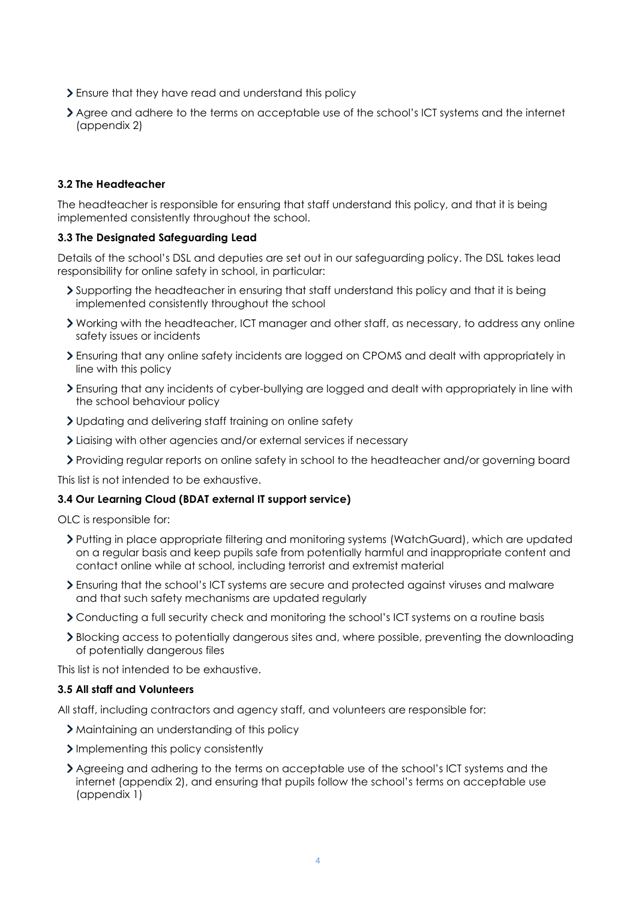- Ensure that they have read and understand this policy
- Agree and adhere to the terms on acceptable use of the school's ICT systems and the internet (appendix 2)

### 3.2 The Headteacher

The headteacher is responsible for ensuring that staff understand this policy, and that it is being implemented consistently throughout the school.

### 3.3 The Designated Safeguarding Lead

Details of the school's DSL and deputies are set out in our safeguarding policy. The DSL takes lead responsibility for online safety in school, in particular:

- Supporting the headteacher in ensuring that staff understand this policy and that it is being implemented consistently throughout the school
- Working with the headteacher, ICT manager and other staff, as necessary, to address any online safety issues or incidents
- Ensuring that any online safety incidents are logged on CPOMS and dealt with appropriately in line with this policy
- Ensuring that any incidents of cyber-bullying are logged and dealt with appropriately in line with the school behaviour policy
- Updating and delivering staff training on online safety
- Liaising with other agencies and/or external services if necessary
- Providing regular reports on online safety in school to the headteacher and/or governing board

This list is not intended to be exhaustive.

### 3.4 Our Learning Cloud (BDAT external IT support service)

OLC is responsible for:

- Putting in place appropriate filtering and monitoring systems (WatchGuard), which are updated on a regular basis and keep pupils safe from potentially harmful and inappropriate content and contact online while at school, including terrorist and extremist material
- Ensuring that the school's ICT systems are secure and protected against viruses and malware and that such safety mechanisms are updated regularly
- Conducting a full security check and monitoring the school's ICT systems on a routine basis
- Blocking access to potentially dangerous sites and, where possible, preventing the downloading of potentially dangerous files

This list is not intended to be exhaustive.

### 3.5 All staff and Volunteers

All staff, including contractors and agency staff, and volunteers are responsible for:

- Maintaining an understanding of this policy
- Implementing this policy consistently
- Agreeing and adhering to the terms on acceptable use of the school's ICT systems and the internet (appendix 2), and ensuring that pupils follow the school's terms on acceptable use (appendix 1)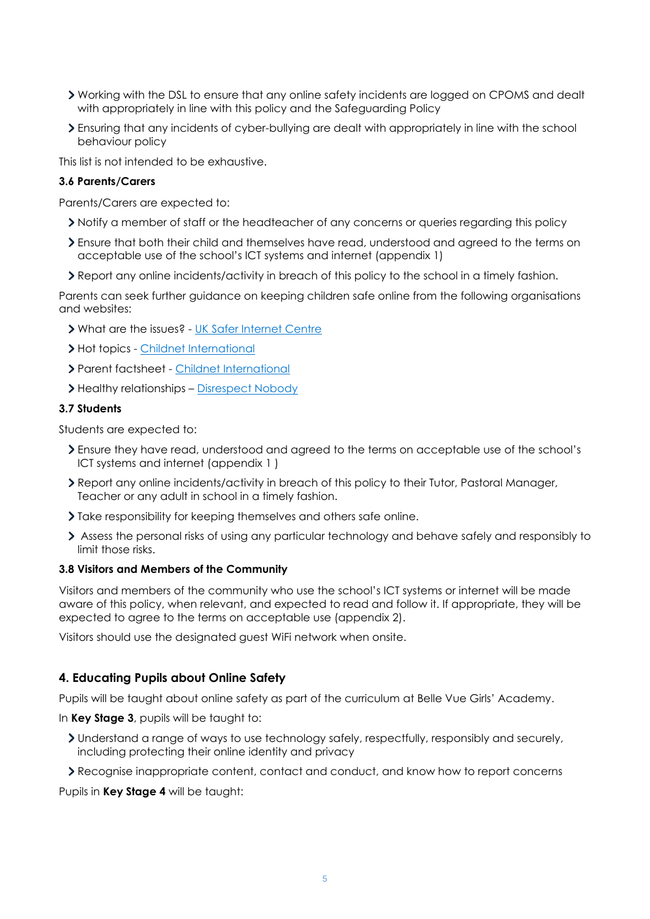- Working with the DSL to ensure that any online safety incidents are logged on CPOMS and dealt with appropriately in line with this policy and the Safeguarding Policy
- Ensuring that any incidents of cyber-bullying are dealt with appropriately in line with the school behaviour policy

This list is not intended to be exhaustive.

**3.6 Parents/Carers**

Parents/Carers are expected to:

- Notify a member of staff or the headteacher of any concerns or queries regarding this policy
- Ensure that both their child and themselves have read, understood and agreed to the terms on acceptable use of the school's ICT systems and internet (appendix 1)
- Report any online incidents/activity in breach of this policy to the school in a timely fashion.

Parents can seek further guidance on keeping children safe online from the following organisations and websites:

- What are the issues? - UK Safer Internet Centre
- Hot topics - Childnet International
- Parent factsheet - Childnet International
- Healthy relationships – Disrespect Nobody

**3.7 Students**

Students are expected to:

- Ensure they have read, understood and agreed to the terms on acceptable use of the school's ICT systems and internet (appendix 1 )
- Report any online incidents/activity in breach of this policy to their Tutor, Pastoral Manager, Teacher or any adult in school in a timely fashion.
- Take responsibility for keeping themselves and others safe online.
- Assess the personal risks of using any particular technology and behave safely and responsibly to limit those risks.

**3.8 Visitors and Members of the Community**

Visitors and members of the community who use the school's ICT systems or internet will be made aware of this policy, when relevant, and expected to read and follow it. If appropriate, they will be expected to agree to the terms on acceptable use (appendix 2).

Visitors should use the designated guest WiFi network when onsite.

## 4. Educating Pupils about Online Safety

Pupils will be taught about online safety as part of the curriculum at Belle Vue Girls' Academy.

In **Key Stage 3**, pupils will be taught to:

- Understand a range of ways to use technology safely, respectfully, responsibly and securely, including protecting their online identity and privacy
- Recognise inappropriate content, contact and conduct, and know how to report concerns

Pupils in **Key Stage 4** will be taught: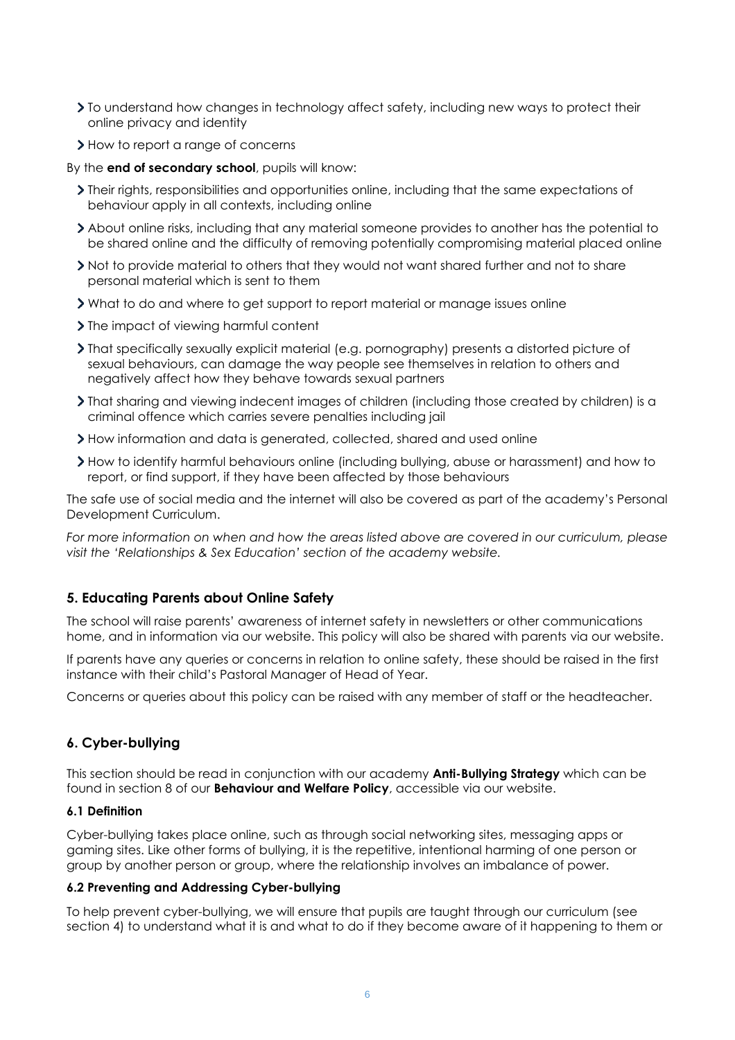- To understand how changes in technology affect safety, including new ways to protect their online privacy and identity
- How to report a range of concerns

By the **end of secondary school**, pupils will know:

- Their rights, responsibilities and opportunities online, including that the same expectations of behaviour apply in all contexts, including online
- About online risks, including that any material someone provides to another has the potential to be shared online and the difficulty of removing potentially compromising material placed online
- Not to provide material to others that they would not want shared further and not to share personal material which is sent to them
- What to do and where to get support to report material or manage issues online
- The impact of viewing harmful content
- That specifically sexually explicit material (e.g. pornography) presents a distorted picture of sexual behaviours, can damage the way people see themselves in relation to others and negatively affect how they behave towards sexual partners
- That sharing and viewing indecent images of children (including those created by children) is a criminal offence which carries severe penalties including jail
- How information and data is generated, collected, shared and used online
- How to identify harmful behaviours online (including bullying, abuse or harassment) and how to report, or find support, if they have been affected by those behaviours

The safe use of social media and the internet will also be covered as part of the academy's Personal Development Curriculum.

*For more information on when and how the areas listed above are covered in our curriculum, please visit the 'Relationships & Sex Education' section of the academy website.*

## 5. Educating Parents about Online Safety

The school will raise parents' awareness of internet safety in newsletters or other communications home, and in information via our website. This policy will also be shared with parents via our website.

If parents have any queries or concerns in relation to online safety, these should be raised in the first instance with their child's Pastoral Manager of Head of Year.

Concerns or queries about this policy can be raised with any member of staff or the headteacher.

## 6. Cyber-bullying

This section should be read in conjunction with our academy **Anti-Bullying Strategy** which can be found in section 8 of our **Behaviour and Welfare Policy**, accessible via our website.

### 6.1 Definition

Cyber-bullying takes place online, such as through social networking sites, messaging apps or gaming sites. Like other forms of bullying, it is the repetitive, intentional harming of one person or group by another person or group, where the relationship involves an imbalance of power.

### 6.2 Preventing and Addressing Cyber-bullying

To help prevent cyber-bullying, we will ensure that pupils are taught through our curriculum (see section 4) to understand what it is and what to do if they become aware of it happening to them or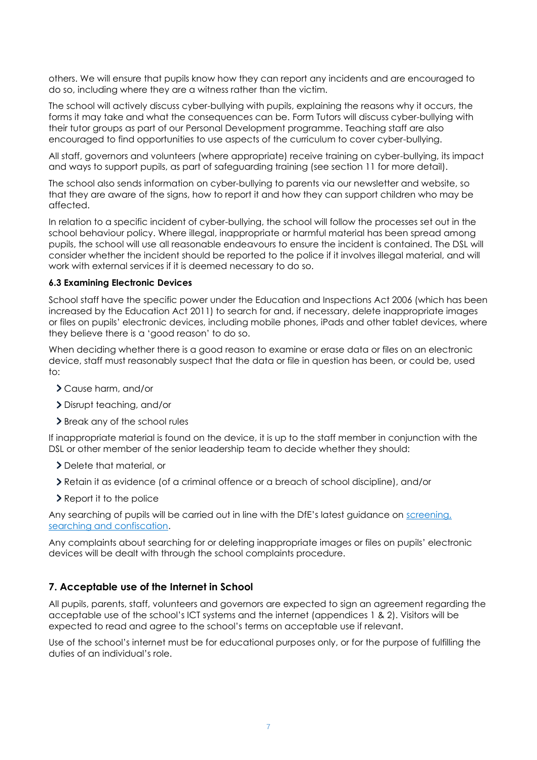others. We will ensure that pupils know how they can report any incidents and are encouraged to do so, including where they are a witness rather than the victim.

The school will actively discuss cyber-bullying with pupils, explaining the reasons why it occurs, the forms it may take and what the consequences can be. Form Tutors will discuss cyber-bullying with their tutor groups as part of our Personal Development programme. Teaching staff are also encouraged to find opportunities to use aspects of the curriculum to cover cyber-bullying.

All staff, governors and volunteers (where appropriate) receive training on cyber-bullying, its impact and ways to support pupils, as part of safeguarding training (see section 11 for more detail).

The school also sends information on cyber-bullying to parents via our newsletter and website, so that they are aware of the signs, how to report it and how they can support children who may be affected.

In relation to a specific incident of cyber-bullying, the school will follow the processes set out in the school behaviour policy. Where illegal, inappropriate or harmful material has been spread among pupils, the school will use all reasonable endeavours to ensure the incident is contained. The DSL will consider whether the incident should be reported to the police if it involves illegal material, and will work with external services if it is deemed necessary to do so.

### 6.3 Examining Electronic Devices

School staff have the specific power under the Education and Inspections Act 2006 (which has been increased by the Education Act 2011) to search for and, if necessary, delete inappropriate images or files on pupils' electronic devices, including mobile phones, iPads and other tablet devices, where they believe there is a 'good reason' to do so.

When deciding whether there is a good reason to examine or erase data or files on an electronic device, staff must reasonably suspect that the data or file in question has been, or could be, used to:

- Cause harm, and/or
- Disrupt teaching, and/or
- Break any of the school rules

If inappropriate material is found on the device, it is up to the staff member in conjunction with the DSL or other member of the senior leadership team to decide whether they should:

- Delete that material, or
- Retain it as evidence (of a criminal offence or a breach of school discipline), and/or
- Report it to the police

Any searching of pupils will be carried out in line with the DfE's latest guidance on screening, searching and confiscation.

Any complaints about searching for or deleting inappropriate images or files on pupils' electronic devices will be dealt with through the school complaints procedure.

## 7. Acceptable use of the Internet in School

All pupils, parents, staff, volunteers and governors are expected to sign an agreement regarding the acceptable use of the school's ICT systems and the internet (appendices 1 & 2). Visitors will be expected to read and agree to the school's terms on acceptable use if relevant.

Use of the school's internet must be for educational purposes only, or for the purpose of fulfilling the duties of an individual's role.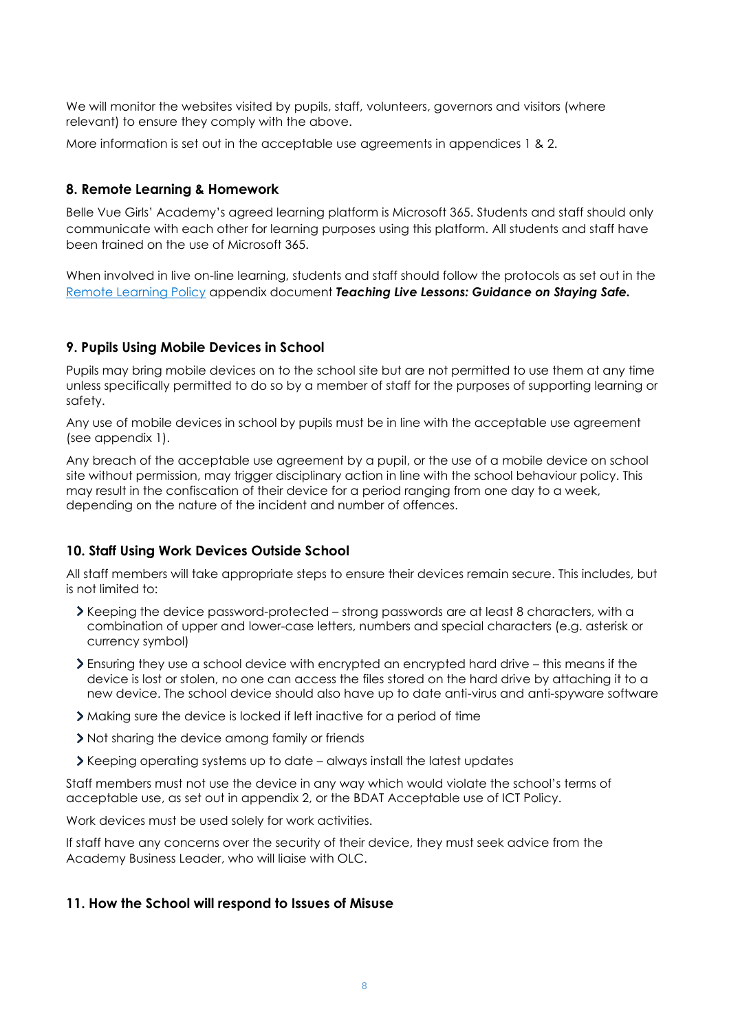We will monitor the websites visited by pupils, staff, volunteers, governors and visitors (where relevant) to ensure they comply with the above.

More information is set out in the acceptable use agreements in appendices 1 & 2.

## 8. Remote Learning & Homework

Belle Vue Girls' Academy's agreed learning platform is Microsoft 365. Students and staff should only communicate with each other for learning purposes using this platform. All students and staff have been trained on the use of Microsoft 365.

When involved in live on-line learning, students and staff should follow the protocols as set out in the Remote Learning Policy appendix document ***Teaching Live Lessons: Guidance on Staying Safe.***

## 9. Pupils Using Mobile Devices in School

Pupils may bring mobile devices on to the school site but are not permitted to use them at any time unless specifically permitted to do so by a member of staff for the purposes of supporting learning or safety.

Any use of mobile devices in school by pupils must be in line with the acceptable use agreement (see appendix 1).

Any breach of the acceptable use agreement by a pupil, or the use of a mobile device on school site without permission, may trigger disciplinary action in line with the school behaviour policy. This may result in the confiscation of their device for a period ranging from one day to a week, depending on the nature of the incident and number of offences.

## 10. Staff Using Work Devices Outside School

All staff members will take appropriate steps to ensure their devices remain secure. This includes, but is not limited to:

- Keeping the device password-protected – strong passwords are at least 8 characters, with a combination of upper and lower-case letters, numbers and special characters (e.g. asterisk or currency symbol)
- Ensuring they use a school device with encrypted an encrypted hard drive – this means if the device is lost or stolen, no one can access the files stored on the hard drive by attaching it to a new device. The school device should also have up to date anti-virus and anti-spyware software
- Making sure the device is locked if left inactive for a period of time
- Not sharing the device among family or friends
- Keeping operating systems up to date – always install the latest updates

Staff members must not use the device in any way which would violate the school's terms of acceptable use, as set out in appendix 2, or the BDAT Acceptable use of ICT Policy.

Work devices must be used solely for work activities.

If staff have any concerns over the security of their device, they must seek advice from the Academy Business Leader, who will liaise with OLC.

## 11. How the School will respond to Issues of Misuse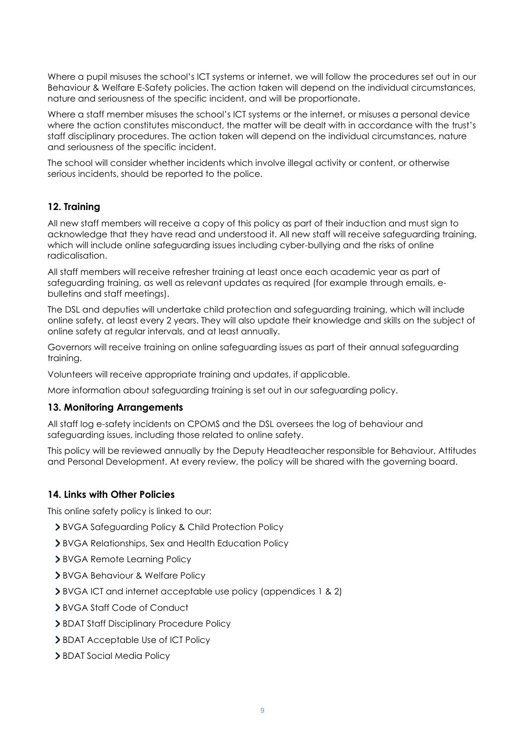Where a pupil misuses the school's ICT systems or internet, we will follow the procedures set out in our Behaviour & Welfare E-Safety policies. The action taken will depend on the individual circumstances, nature and seriousness of the specific incident, and will be proportionate.

Where a staff member misuses the school's ICT systems or the internet, or misuses a personal device where the action constitutes misconduct, the matter will be dealt with in accordance with the trust's staff disciplinary procedures. The action taken will depend on the individual circumstances, nature and seriousness of the specific incident.

The school will consider whether incidents which involve illegal activity or content, or otherwise serious incidents, should be reported to the police.

## 12. Training

All new staff members will receive a copy of this policy as part of their induction and must sign to acknowledge that they have read and understood it. All new staff will receive safeguarding training, which will include online safeguarding issues including cyber-bullying and the risks of online radicalisation.

All staff members will receive refresher training at least once each academic year as part of safeguarding training, as well as relevant updates as required (for example through emails, e-bulletins and staff meetings).

The DSL and deputies will undertake child protection and safeguarding training, which will include online safety, at least every 2 years. They will also update their knowledge and skills on the subject of online safety at regular intervals, and at least annually.

Governors will receive training on online safeguarding issues as part of their annual safeguarding training.

Volunteers will receive appropriate training and updates, if applicable.

More information about safeguarding training is set out in our safeguarding policy.

## 13. Monitoring Arrangements

All staff log e-safety incidents on CPOMS and the DSL oversees the log of behaviour and safeguarding issues, including those related to online safety.

This policy will be reviewed annually by the Deputy Headteacher responsible for Behaviour, Attitudes and Personal Development. At every review, the policy will be shared with the governing board.

## 14. Links with Other Policies

This online safety policy is linked to our:

- BVGA Safeguarding Policy & Child Protection Policy
- BVGA Relationships, Sex and Health Education Policy
- BVGA Remote Learning Policy
- BVGA Behaviour & Welfare Policy
- BVGA ICT and internet acceptable use policy (appendices 1 & 2)
- BVGA Staff Code of Conduct
- BDAT Staff Disciplinary Procedure Policy
- BDAT Acceptable Use of ICT Policy
- BDAT Social Media Policy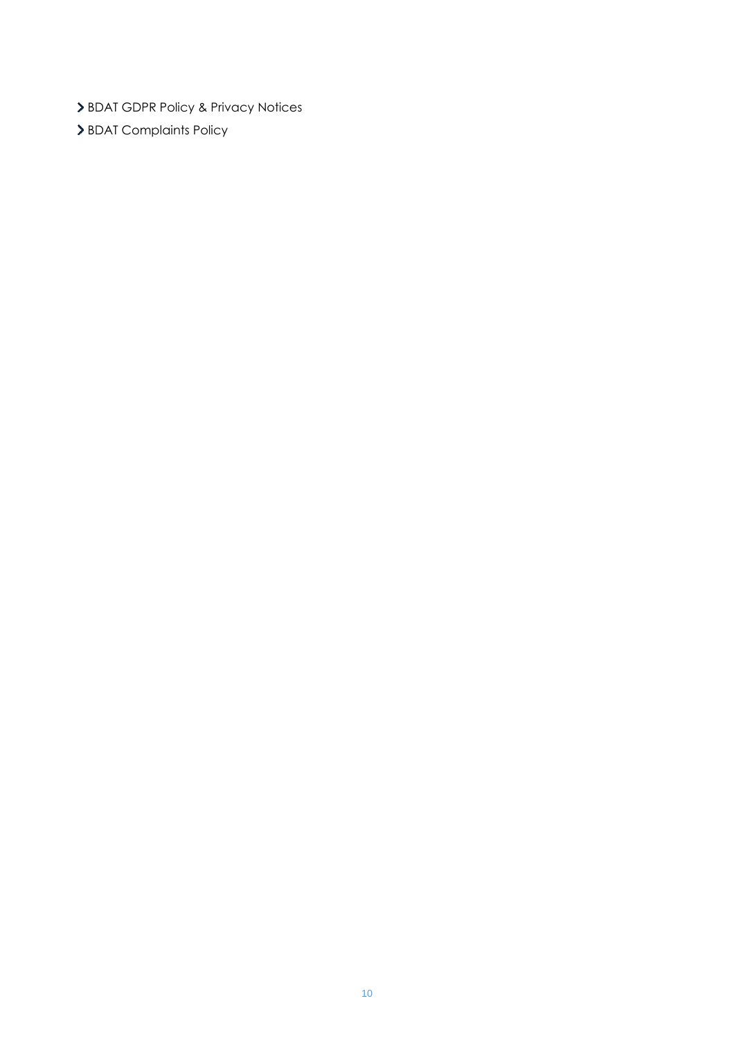- BDAT GDPR Policy & Privacy Notices
- BDAT Complaints Policy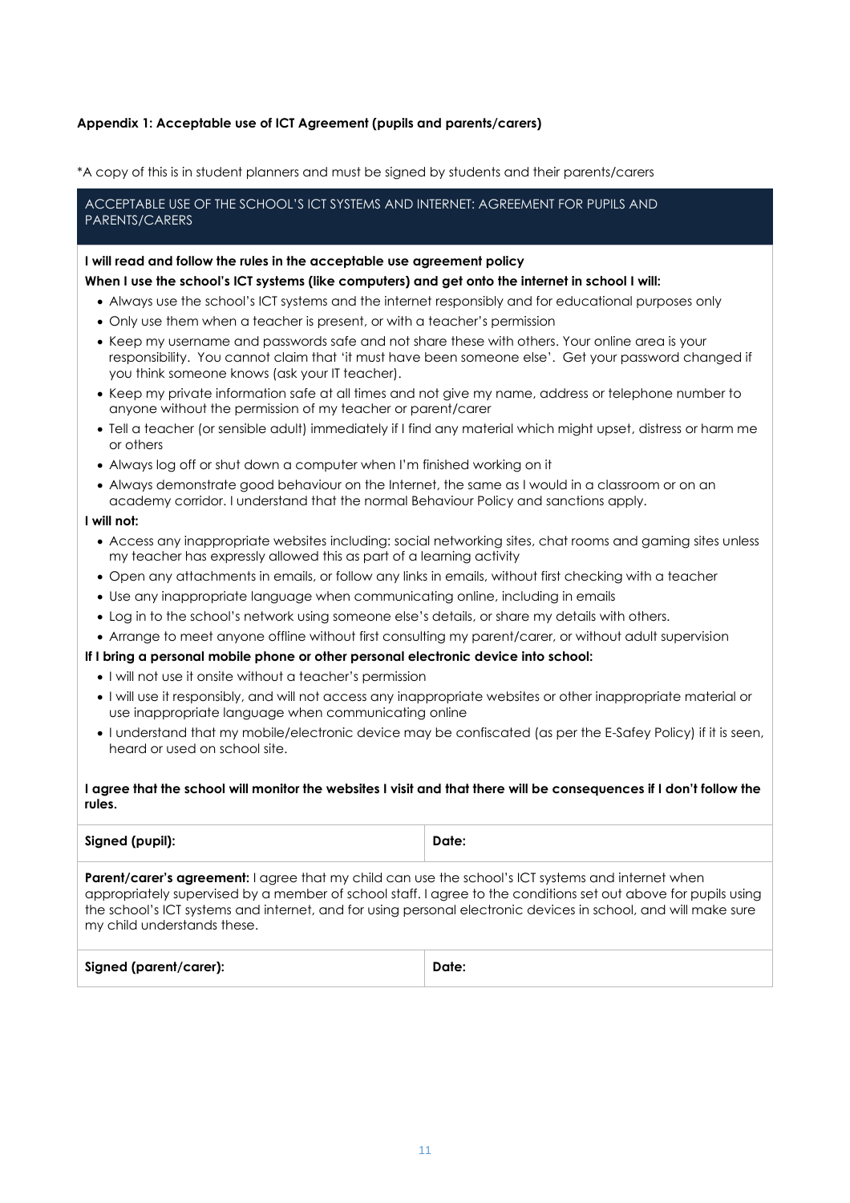**Appendix 1: Acceptable use of ICT Agreement (pupils and parents/carers)**

*A copy of this is in student planners and must be signed by students and their parents/carers

## ACCEPTABLE USE OF THE SCHOOL'S ICT SYSTEMS AND INTERNET: AGREEMENT FOR PUPILS AND PARENTS/CARERS

**I will read and follow the rules in the acceptable use agreement policy**

**When I use the school's ICT systems (like computers) and get onto the internet in school I will:**

- Always use the school's ICT systems and the internet responsibly and for educational purposes only
- Only use them when a teacher is present, or with a teacher's permission
- Keep my username and passwords safe and not share these with others. Your online area is your responsibility. You cannot claim that 'it must have been someone else'. Get your password changed if you think someone knows (ask your IT teacher).
- Keep my private information safe at all times and not give my name, address or telephone number to anyone without the permission of my teacher or parent/carer
- Tell a teacher (or sensible adult) immediately if I find any material which might upset, distress or harm me or others
- Always log off or shut down a computer when I'm finished working on it
- Always demonstrate good behaviour on the Internet, the same as I would in a classroom or on an academy corridor. I understand that the normal Behaviour Policy and sanctions apply.

**I will not:**

- Access any inappropriate websites including: social networking sites, chat rooms and gaming sites unless my teacher has expressly allowed this as part of a learning activity
- Open any attachments in emails, or follow any links in emails, without first checking with a teacher
- Use any inappropriate language when communicating online, including in emails
- Log in to the school's network using someone else's details, or share my details with others.
- Arrange to meet anyone offline without first consulting my parent/carer, or without adult supervision

**If I bring a personal mobile phone or other personal electronic device into school:**

- I will not use it onsite without a teacher's permission
- I will use it responsibly, and will not access any inappropriate websites or other inappropriate material or use inappropriate language when communicating online
- I understand that my mobile/electronic device may be confiscated (as per the E-Safey Policy) if it is seen, heard or used on school site.

**I agree that the school will monitor the websites I visit and that there will be consequences if I don't follow the rules.**

| **Signed (pupil):** | **Date:** |
|---|---|

**Parent/carer's agreement:** I agree that my child can use the school's ICT systems and internet when appropriately supervised by a member of school staff. I agree to the conditions set out above for pupils using the school's ICT systems and internet, and for using personal electronic devices in school, and will make sure my child understands these.

| **Signed (parent/carer):** | **Date:** |
|---|---|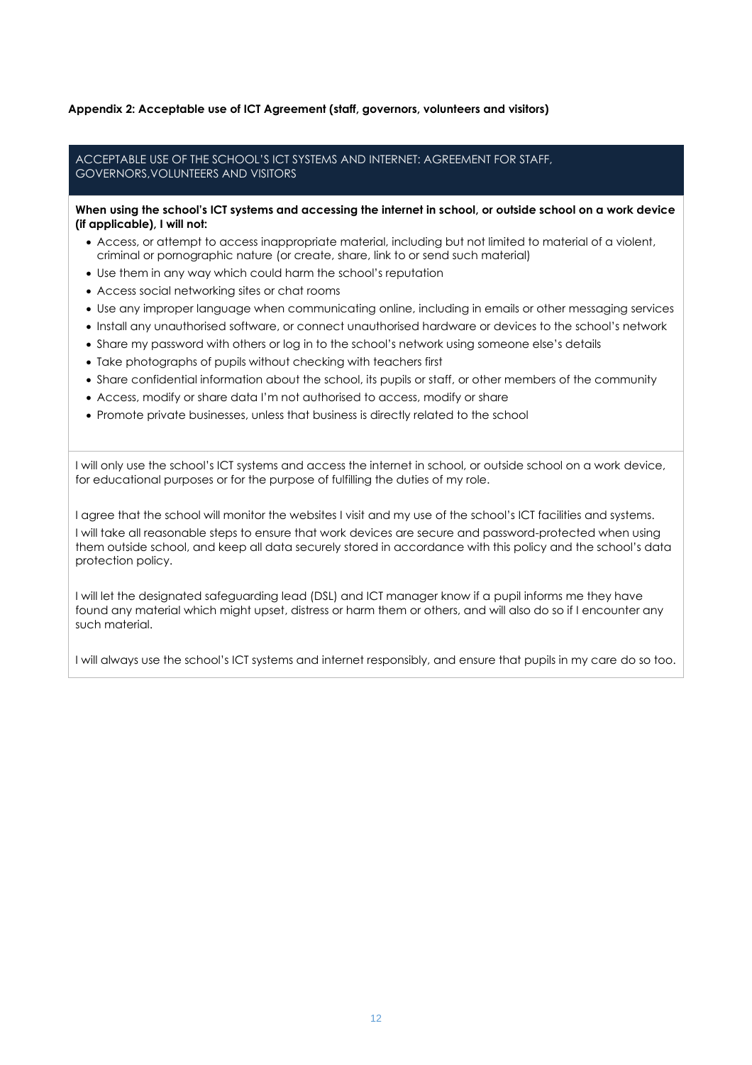**Appendix 2: Acceptable use of ICT Agreement (staff, governors, volunteers and visitors)**

ACCEPTABLE USE OF THE SCHOOL'S ICT SYSTEMS AND INTERNET: AGREEMENT FOR STAFF, GOVERNORS,VOLUNTEERS AND VISITORS

**When using the school's ICT systems and accessing the internet in school, or outside school on a work device (if applicable), I will not:**

- Access, or attempt to access inappropriate material, including but not limited to material of a violent, criminal or pornographic nature (or create, share, link to or send such material)
- Use them in any way which could harm the school's reputation
- Access social networking sites or chat rooms
- Use any improper language when communicating online, including in emails or other messaging services
- Install any unauthorised software, or connect unauthorised hardware or devices to the school's network
- Share my password with others or log in to the school's network using someone else's details
- Take photographs of pupils without checking with teachers first
- Share confidential information about the school, its pupils or staff, or other members of the community
- Access, modify or share data I'm not authorised to access, modify or share
- Promote private businesses, unless that business is directly related to the school

I will only use the school's ICT systems and access the internet in school, or outside school on a work device, for educational purposes or for the purpose of fulfilling the duties of my role.

I agree that the school will monitor the websites I visit and my use of the school's ICT facilities and systems.

I will take all reasonable steps to ensure that work devices are secure and password-protected when using them outside school, and keep all data securely stored in accordance with this policy and the school's data protection policy.

I will let the designated safeguarding lead (DSL) and ICT manager know if a pupil informs me they have found any material which might upset, distress or harm them or others, and will also do so if I encounter any such material.

I will always use the school's ICT systems and internet responsibly, and ensure that pupils in my care do so too.